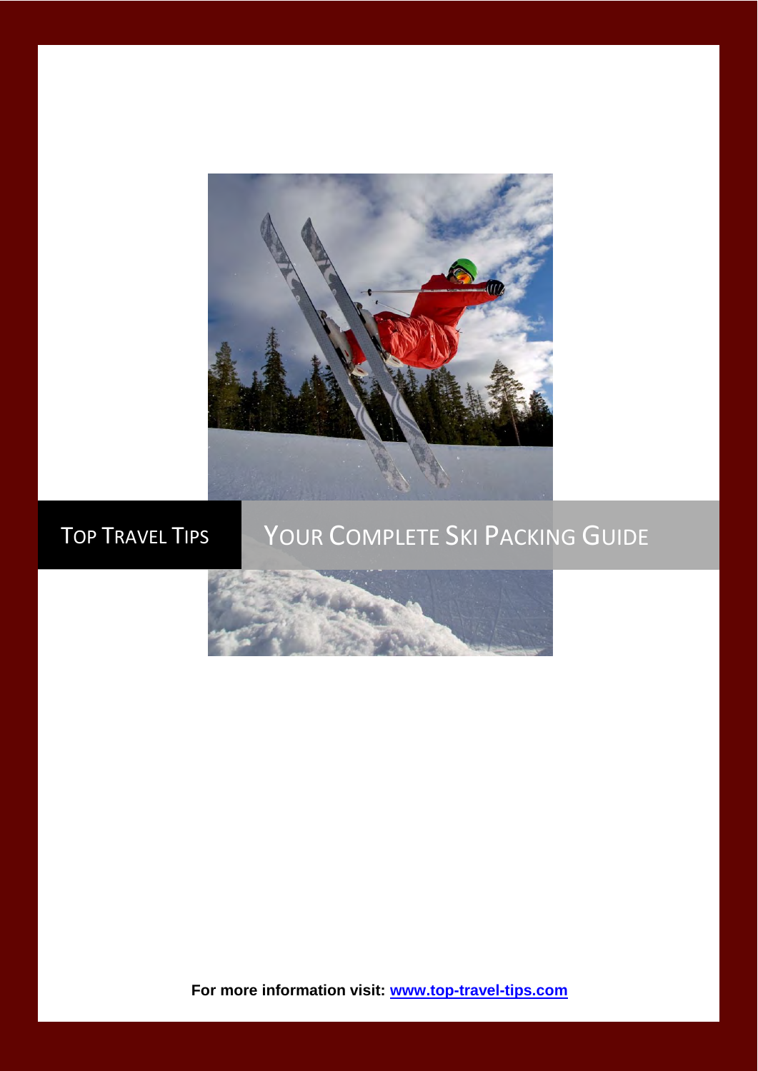TOP TRAVEL TIPS

# YOUR COMPLETE SKI PACKING GUIDE

**For more information visit: [www.top-travel-tips.com](http://www.top-travel-tips.com)**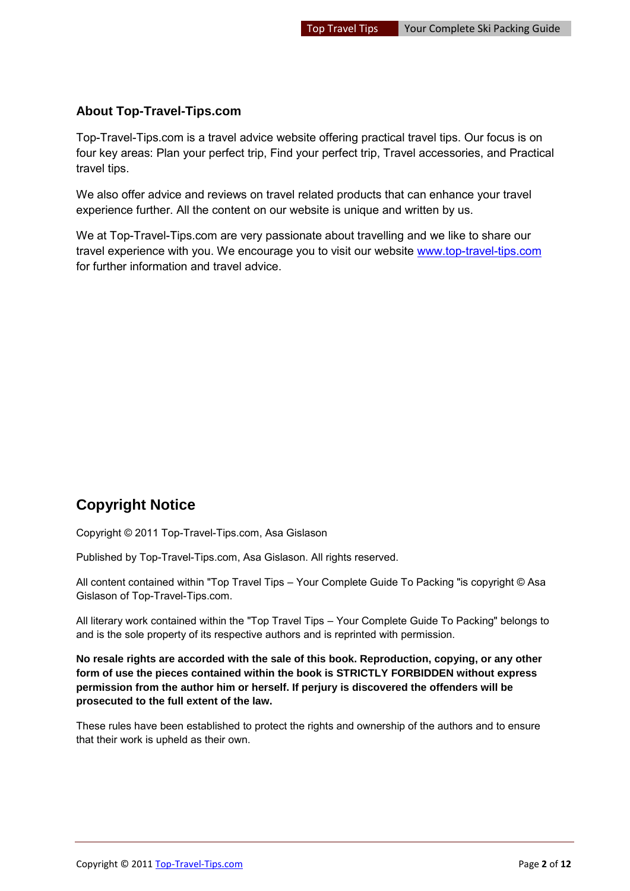## About Top-Travel-Tips.com

Top-Travel-Tips.com is a travel advice website offering practical travel tips. Our focus is on four key areas: Plan your perfect trip, Find your perfect trip, Travel accessories, and Practical travel tips.

We also offer advice and reviews on travel related products that can enhance your travel experience further. All the content on our website is unique and written by us.

We at Top-Travel-Tips.com are very passionate about travelling and we like to share our travel experience with you. We encourage you to visit our website [www.top-travel-tips.com](http://www.top-travel-tips.com) for further information and travel advice.

## Copyright Notice

Copyright © 2011 Top-Travel-Tips.com, Asa Gislason

Published by Top-Travel-Tips.com, Asa Gislason. All rights reserved.

All content contained within "Top Travel Tips – Your Complete Guide To Packing "is copyright © Asa Gislason of Top-Travel-Tips.com.

All literary work contained within the "Top Travel Tips – Your Complete Guide To Packing" belongs to and is the sole property of its respective authors and is reprinted with permission.

**No resale rights are accorded with the sale of this book. Reproduction, copying, or any other form of use the pieces contained within the book is STRICTLY FORBIDDEN without express permission from the author him or herself. If perjury is discovered the offenders will be prosecuted to the full extent of the law.**

These rules have been established to protect the rights and ownership of the authors and to ensure that their work is upheld as their own.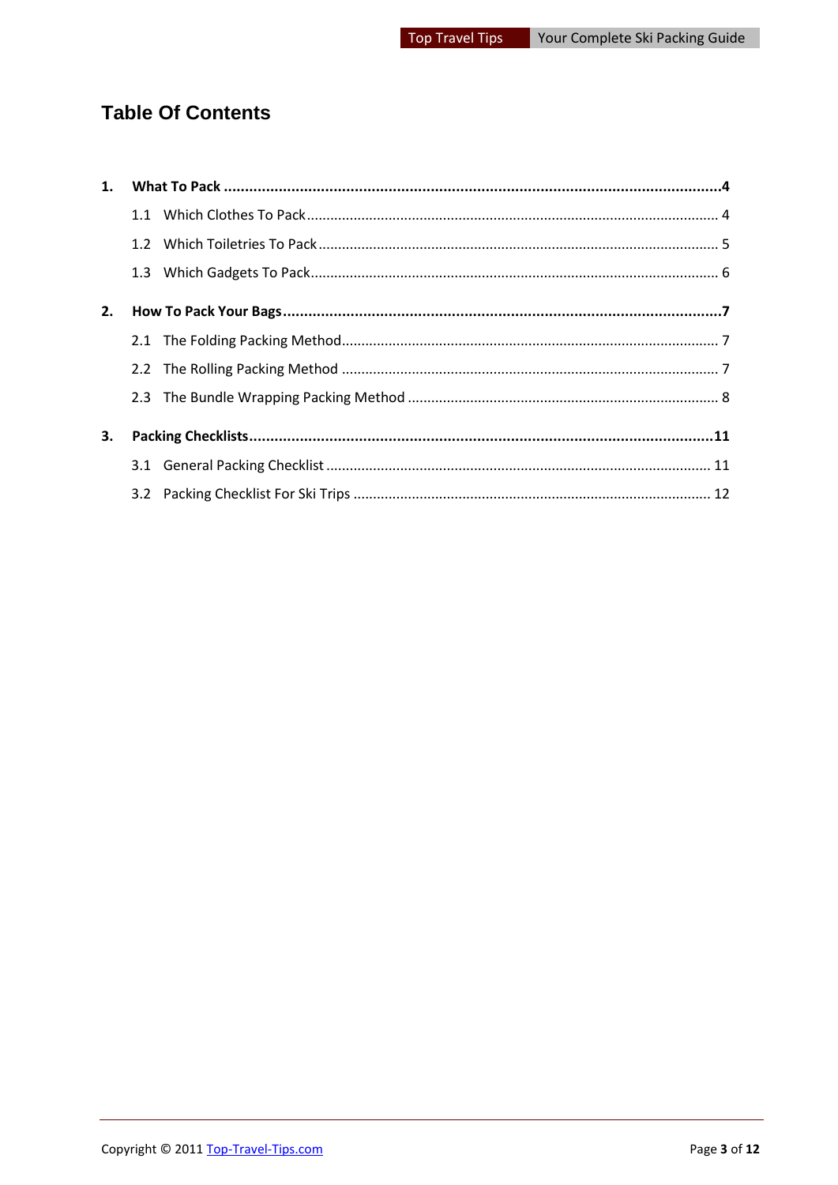# Table Of Contents

**1. What To Pack** ........................................ **4**

- 1.1 Which Clothes To Pack ........................................ 4
- 1.2 Which Toiletries To Pack ........................................ 5
- 1.3 Which Gadgets To Pack ........................................ 6

**2. How To Pack Your Bags** ........................................ **7**

- 2.1 The Folding Packing Method ........................................ 7
- 2.2 The Rolling Packing Method ........................................ 7
- 2.3 The Bundle Wrapping Packing Method ........................................ 8

**3. Packing Checklists** ........................................ **11**

- 3.1 General Packing Checklist ........................................ 11
- 3.2 Packing Checklist For Ski Trips ........................................ 12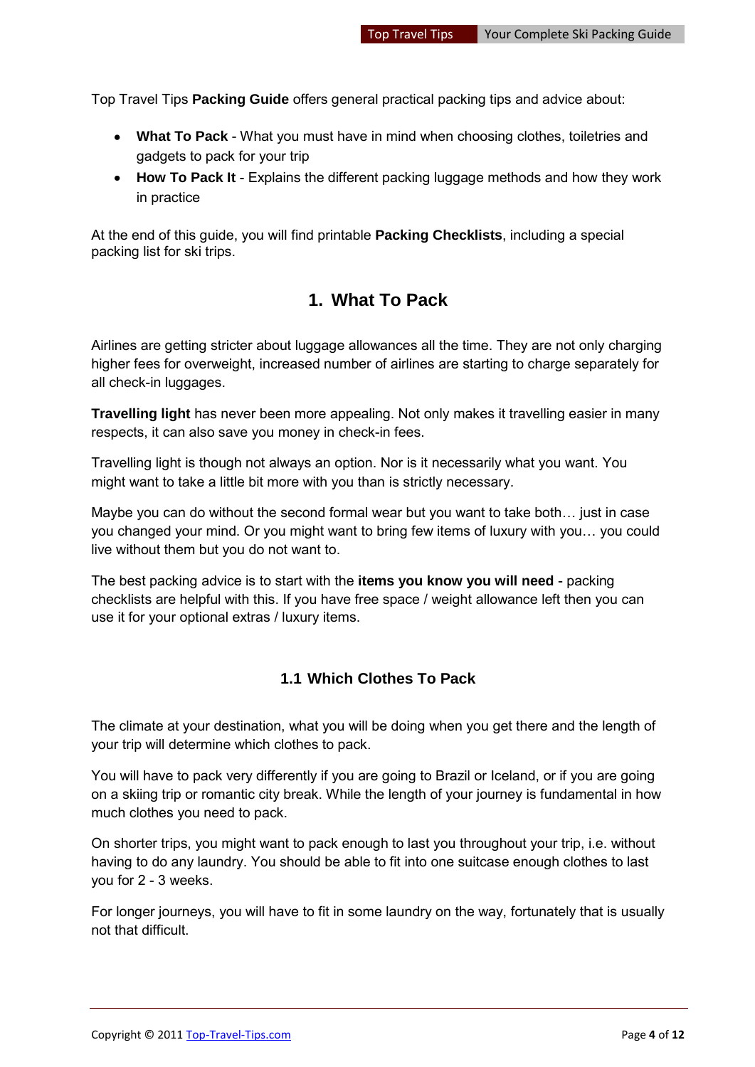Top Travel Tips **Packing Guide** offers general practical packing tips and advice about:

- **What To Pack** - What you must have in mind when choosing clothes, toiletries and gadgets to pack for your trip
- **How To Pack It** - Explains the different packing luggage methods and how they work in practice

At the end of this guide, you will find printable **Packing Checklists**, including a special packing list for ski trips.

## 1. What To Pack

Airlines are getting stricter about luggage allowances all the time. They are not only charging higher fees for overweight, increased number of airlines are starting to charge separately for all check-in luggages.

**Travelling light** has never been more appealing. Not only makes it travelling easier in many respects, it can also save you money in check-in fees.

Travelling light is though not always an option. Nor is it necessarily what you want. You might want to take a little bit more with you than is strictly necessary.

Maybe you can do without the second formal wear but you want to take both… just in case you changed your mind. Or you might want to bring few items of luxury with you… you could live without them but you do not want to.

The best packing advice is to start with the **items you know you will need** - packing checklists are helpful with this. If you have free space / weight allowance left then you can use it for your optional extras / luxury items.

### 1.1 Which Clothes To Pack

The climate at your destination, what you will be doing when you get there and the length of your trip will determine which clothes to pack.

You will have to pack very differently if you are going to Brazil or Iceland, or if you are going on a skiing trip or romantic city break. While the length of your journey is fundamental in how much clothes you need to pack.

On shorter trips, you might want to pack enough to last you throughout your trip, i.e. without having to do any laundry. You should be able to fit into one suitcase enough clothes to last you for 2 - 3 weeks.

For longer journeys, you will have to fit in some laundry on the way, fortunately that is usually not that difficult.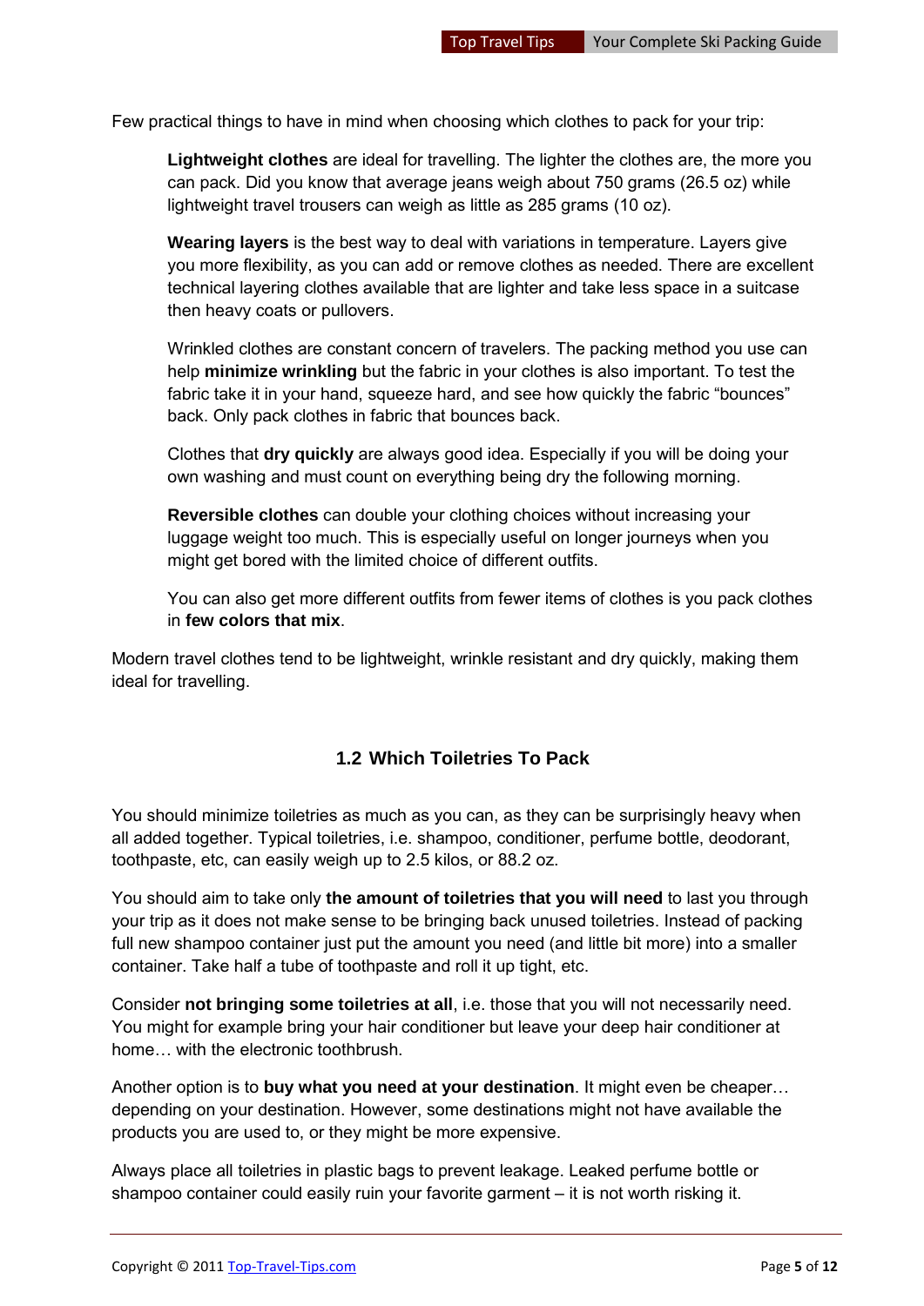Few practical things to have in mind when choosing which clothes to pack for your trip:

> **Lightweight clothes** are ideal for travelling. The lighter the clothes are, the more you can pack. Did you know that average jeans weigh about 750 grams (26.5 oz) while lightweight travel trousers can weigh as little as 285 grams (10 oz).
>
> **Wearing layers** is the best way to deal with variations in temperature. Layers give you more flexibility, as you can add or remove clothes as needed. There are excellent technical layering clothes available that are lighter and take less space in a suitcase then heavy coats or pullovers.
>
> Wrinkled clothes are constant concern of travelers. The packing method you use can help **minimize wrinkling** but the fabric in your clothes is also important. To test the fabric take it in your hand, squeeze hard, and see how quickly the fabric "bounces" back. Only pack clothes in fabric that bounces back.
>
> Clothes that **dry quickly** are always good idea. Especially if you will be doing your own washing and must count on everything being dry the following morning.
>
> **Reversible clothes** can double your clothing choices without increasing your luggage weight too much. This is especially useful on longer journeys when you might get bored with the limited choice of different outfits.
>
> You can also get more different outfits from fewer items of clothes is you pack clothes in **few colors that mix**.

Modern travel clothes tend to be lightweight, wrinkle resistant and dry quickly, making them ideal for travelling.

## 1.2 Which Toiletries To Pack

You should minimize toiletries as much as you can, as they can be surprisingly heavy when all added together. Typical toiletries, i.e. shampoo, conditioner, perfume bottle, deodorant, toothpaste, etc, can easily weigh up to 2.5 kilos, or 88.2 oz.

You should aim to take only **the amount of toiletries that you will need** to last you through your trip as it does not make sense to be bringing back unused toiletries. Instead of packing full new shampoo container just put the amount you need (and little bit more) into a smaller container. Take half a tube of toothpaste and roll it up tight, etc.

Consider **not bringing some toiletries at all**, i.e. those that you will not necessarily need. You might for example bring your hair conditioner but leave your deep hair conditioner at home… with the electronic toothbrush.

Another option is to **buy what you need at your destination**. It might even be cheaper… depending on your destination. However, some destinations might not have available the products you are used to, or they might be more expensive.

Always place all toiletries in plastic bags to prevent leakage. Leaked perfume bottle or shampoo container could easily ruin your favorite garment – it is not worth risking it.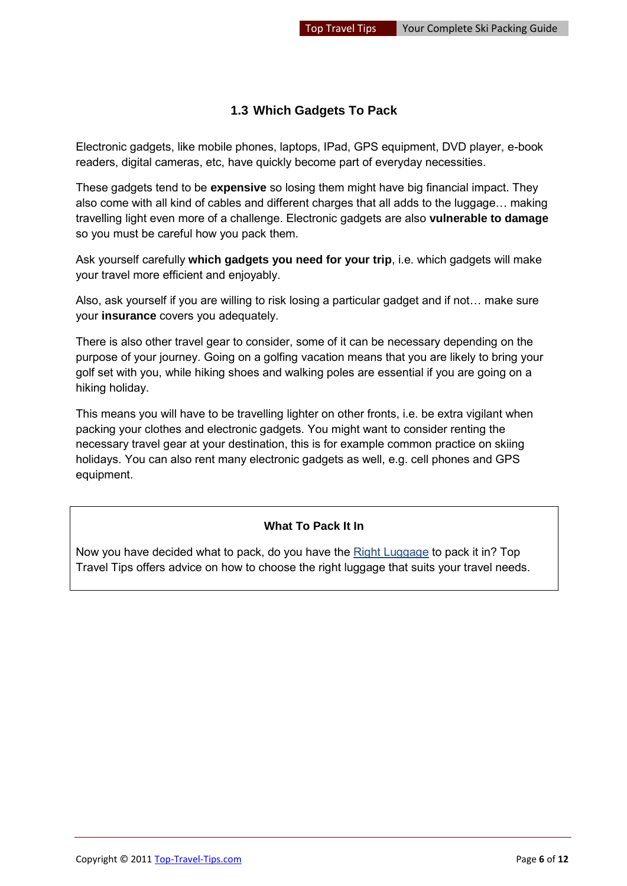## 1.3 Which Gadgets To Pack

Electronic gadgets, like mobile phones, laptops, IPad, GPS equipment, DVD player, e-book readers, digital cameras, etc, have quickly become part of everyday necessities.

These gadgets tend to be **expensive** so losing them might have big financial impact. They also come with all kind of cables and different charges that all adds to the luggage… making travelling light even more of a challenge. Electronic gadgets are also **vulnerable to damage** so you must be careful how you pack them.

Ask yourself carefully **which gadgets you need for your trip**, i.e. which gadgets will make your travel more efficient and enjoyably.

Also, ask yourself if you are willing to risk losing a particular gadget and if not… make sure your **insurance** covers you adequately.

There is also other travel gear to consider, some of it can be necessary depending on the purpose of your journey. Going on a golfing vacation means that you are likely to bring your golf set with you, while hiking shoes and walking poles are essential if you are going on a hiking holiday.

This means you will have to be travelling lighter on other fronts, i.e. be extra vigilant when packing your clothes and electronic gadgets. You might want to consider renting the necessary travel gear at your destination, this is for example common practice on skiing holidays. You can also rent many electronic gadgets as well, e.g. cell phones and GPS equipment.

**What To Pack It In**

Now you have decided what to pack, do you have the Right Luggage to pack it in? Top Travel Tips offers advice on how to choose the right luggage that suits your travel needs.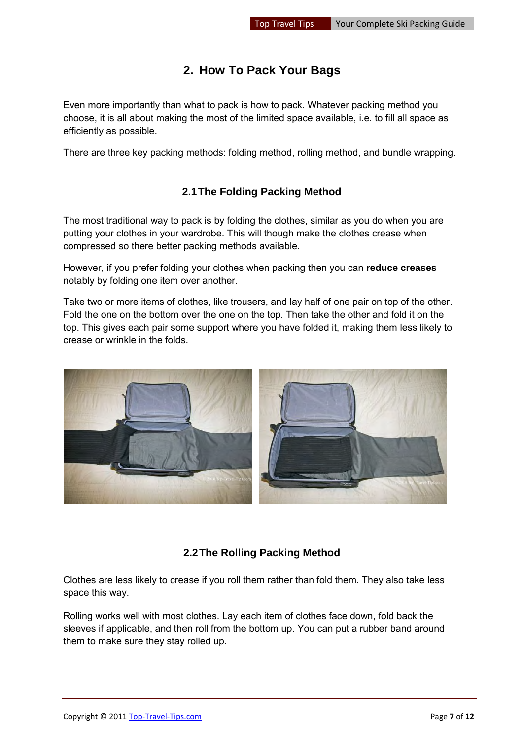## 2. How To Pack Your Bags

Even more importantly than what to pack is how to pack. Whatever packing method you choose, it is all about making the most of the limited space available, i.e. to fill all space as efficiently as possible.

There are three key packing methods: folding method, rolling method, and bundle wrapping.

### 2.1 The Folding Packing Method

The most traditional way to pack is by folding the clothes, similar as you do when you are putting your clothes in your wardrobe. This will though make the clothes crease when compressed so there better packing methods available.

However, if you prefer folding your clothes when packing then you can **reduce creases** notably by folding one item over another.

Take two or more items of clothes, like trousers, and lay half of one pair on top of the other. Fold the one on the bottom over the one on the top. Then take the other and fold it on the top. This gives each pair some support where you have folded it, making them less likely to crease or wrinkle in the folds.

### 2.2 The Rolling Packing Method

Clothes are less likely to crease if you roll them rather than fold them. They also take less space this way.

Rolling works well with most clothes. Lay each item of clothes face down, fold back the sleeves if applicable, and then roll from the bottom up. You can put a rubber band around them to make sure they stay rolled up.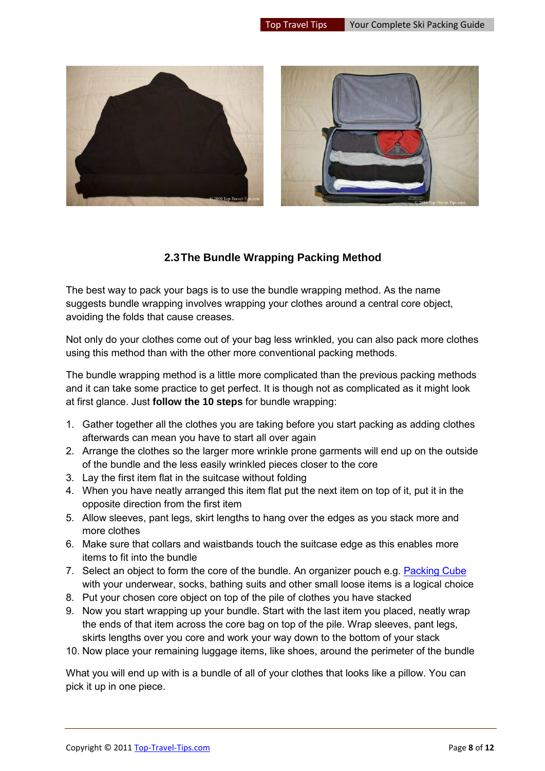## 2.3 The Bundle Wrapping Packing Method

The best way to pack your bags is to use the bundle wrapping method. As the name suggests bundle wrapping involves wrapping your clothes around a central core object, avoiding the folds that cause creases.

Not only do your clothes come out of your bag less wrinkled, you can also pack more clothes using this method than with the other more conventional packing methods.

The bundle wrapping method is a little more complicated than the previous packing methods and it can take some practice to get perfect. It is though not as complicated as it might look at first glance. Just **follow the 10 steps** for bundle wrapping:

1. Gather together all the clothes you are taking before you start packing as adding clothes afterwards can mean you have to start all over again
2. Arrange the clothes so the larger more wrinkle prone garments will end up on the outside of the bundle and the less easily wrinkled pieces closer to the core
3. Lay the first item flat in the suitcase without folding
4. When you have neatly arranged this item flat put the next item on top of it, put it in the opposite direction from the first item
5. Allow sleeves, pant legs, skirt lengths to hang over the edges as you stack more and more clothes
6. Make sure that collars and waistbands touch the suitcase edge as this enables more items to fit into the bundle
7. Select an object to form the core of the bundle. An organizer pouch e.g. Packing Cube with your underwear, socks, bathing suits and other small loose items is a logical choice
8. Put your chosen core object on top of the pile of clothes you have stacked
9. Now you start wrapping up your bundle. Start with the last item you placed, neatly wrap the ends of that item across the core bag on top of the pile. Wrap sleeves, pant legs, skirts lengths over you core and work your way down to the bottom of your stack
10. Now place your remaining luggage items, like shoes, around the perimeter of the bundle

What you will end up with is a bundle of all of your clothes that looks like a pillow. You can pick it up in one piece.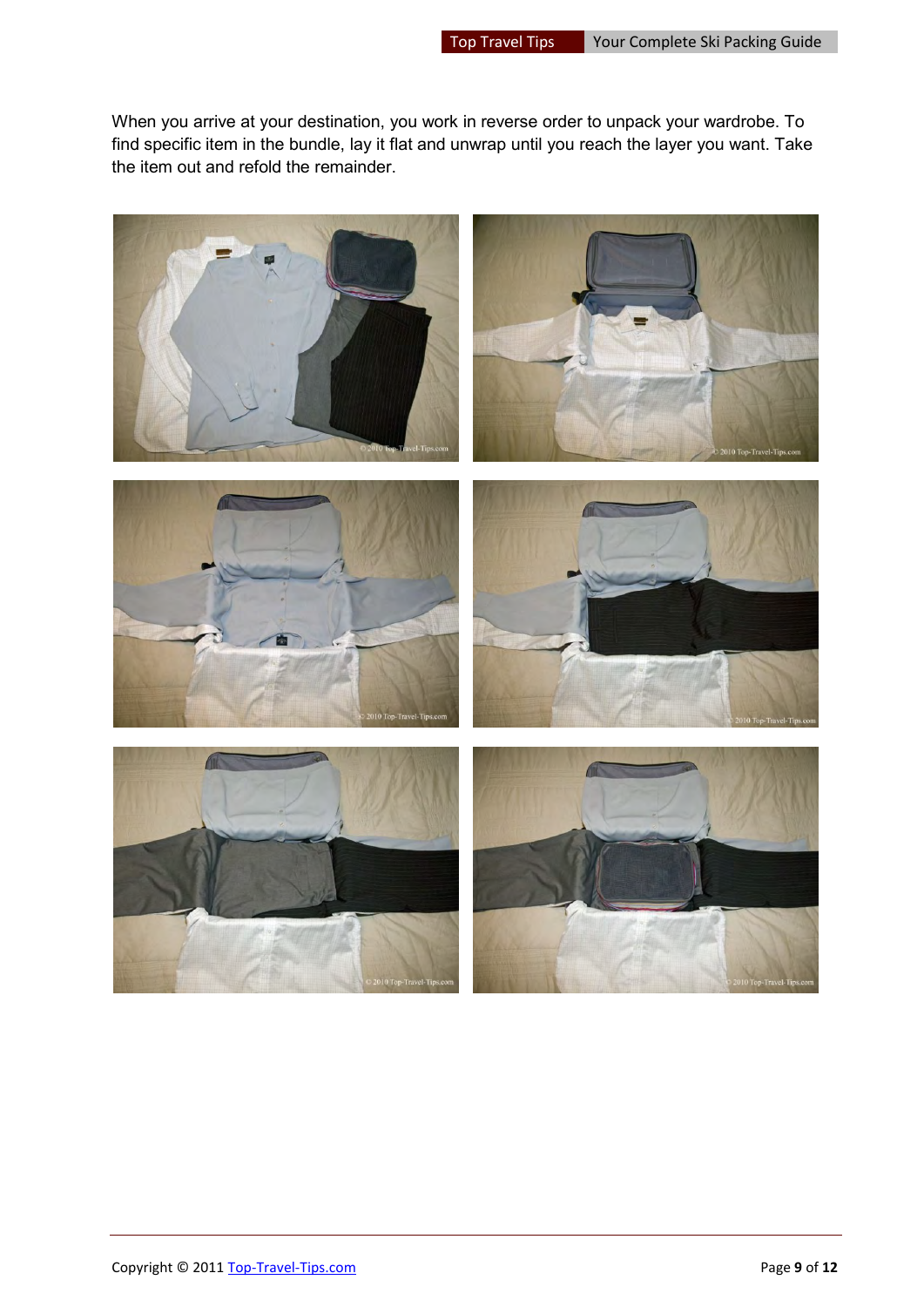When you arrive at your destination, you work in reverse order to unpack your wardrobe. To find specific item in the bundle, lay it flat and unwrap until you reach the layer you want. Take the item out and refold the remainder.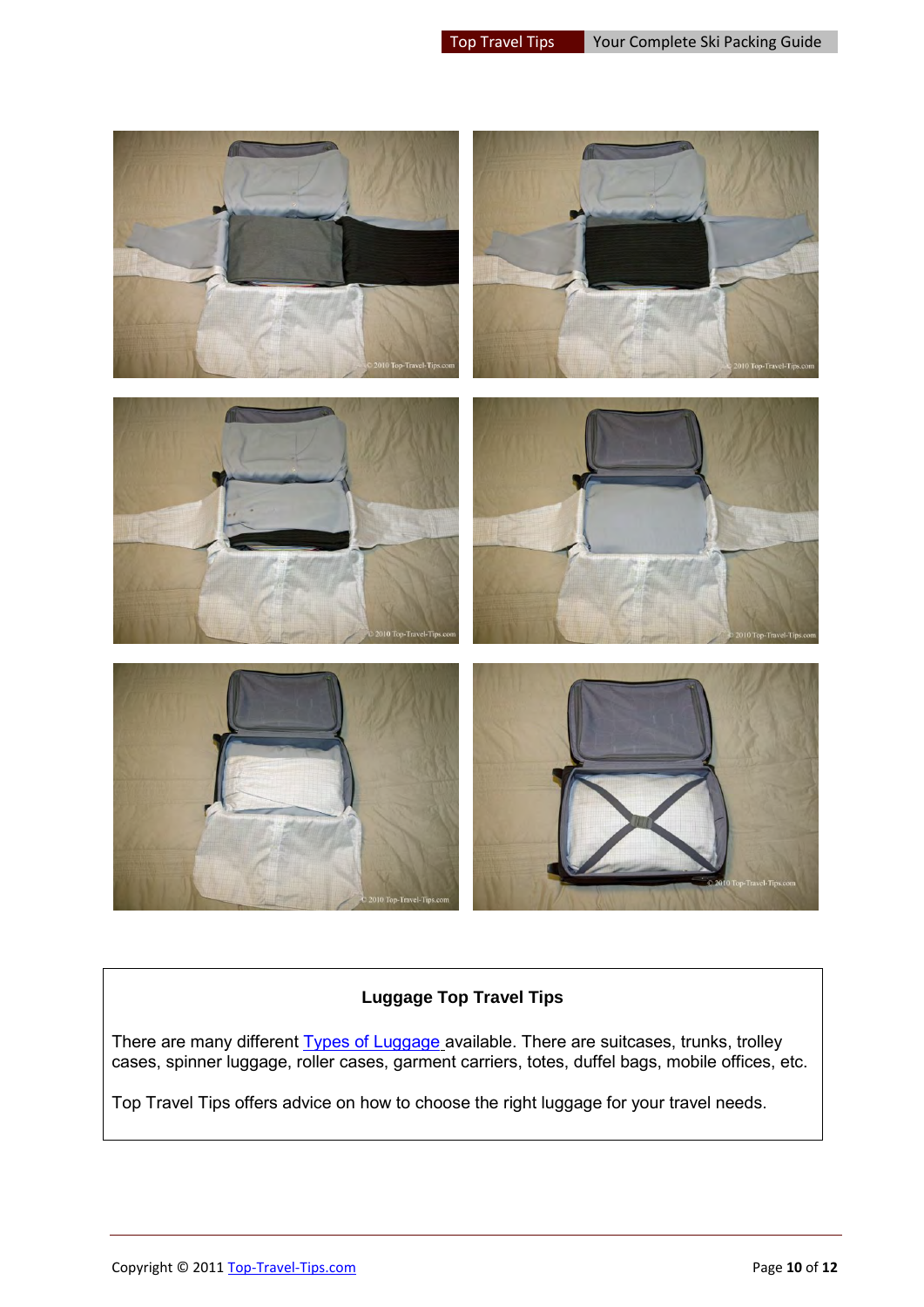**Luggage Top Travel Tips**

There are many different [Types of Luggage](#) available. There are suitcases, trunks, trolley cases, spinner luggage, roller cases, garment carriers, totes, duffel bags, mobile offices, etc.

Top Travel Tips offers advice on how to choose the right luggage for your travel needs.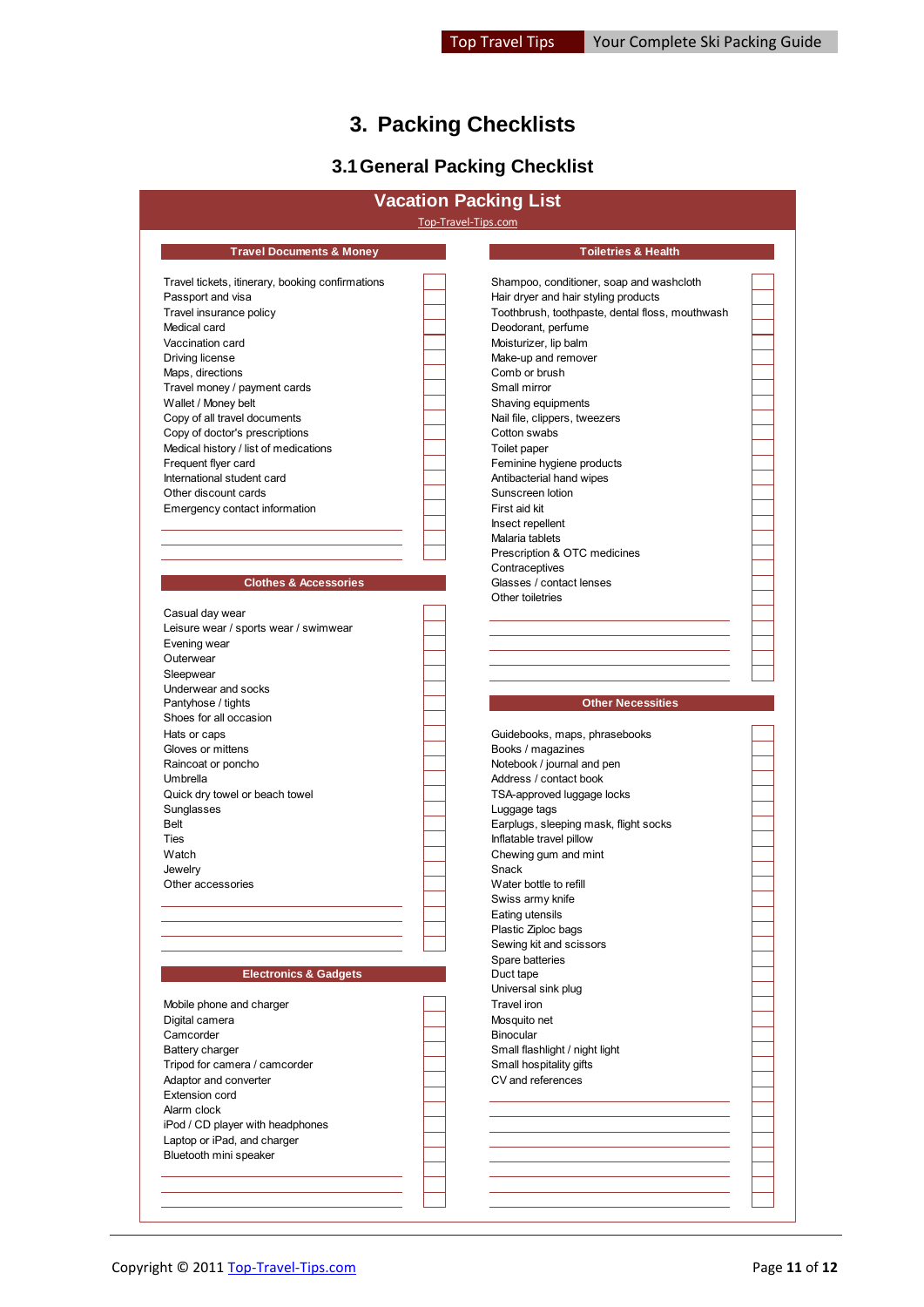# 3. Packing Checklists

## 3.1 General Packing Checklist

### Vacation Packing List

Top-Travel-Tips.com

#### Travel Documents & Money

- [ ] Travel tickets, itinerary, booking confirmations
- [ ] Passport and visa
- [ ] Travel insurance policy
- [ ] Medical card
- [ ] Vaccination card
- [ ] Driving license
- [ ] Maps, directions
- [ ] Travel money / payment cards
- [ ] Wallet / Money belt
- [ ] Copy of all travel documents
- [ ] Copy of doctor's prescriptions
- [ ] Medical history / list of medications
- [ ] Frequent flyer card
- [ ] International student card
- [ ] Other discount cards
- [ ] Emergency contact information
- [ ] ______
- [ ] ______
- [ ] ______

#### Clothes & Accessories

- [ ] Casual day wear
- [ ] Leisure wear / sports wear / swimwear
- [ ] Evening wear
- [ ] Outerwear
- [ ] Sleepwear
- [ ] Underwear and socks
- [ ] Pantyhose / tights
- [ ] Shoes for all occasion
- [ ] Hats or caps
- [ ] Gloves or mittens
- [ ] Raincoat or poncho
- [ ] Umbrella
- [ ] Quick dry towel or beach towel
- [ ] Sunglasses
- [ ] Belt
- [ ] Ties
- [ ] Watch
- [ ] Jewelry
- [ ] Other accessories
- [ ] ______
- [ ] ______
- [ ] ______

#### Electronics & Gadgets

- [ ] Mobile phone and charger
- [ ] Digital camera
- [ ] Camcorder
- [ ] Battery charger
- [ ] Tripod for camera / camcorder
- [ ] Adaptor and converter
- [ ] Extension cord
- [ ] Alarm clock
- [ ] iPod / CD player with headphones
- [ ] Laptop or iPad, and charger
- [ ] Bluetooth mini speaker
- [ ] ______
- [ ] ______
- [ ] ______

#### Toiletries & Health

- [ ] Shampoo, conditioner, soap and washcloth
- [ ] Hair dryer and hair styling products
- [ ] Toothbrush, toothpaste, dental floss, mouthwash
- [ ] Deodorant, perfume
- [ ] Moisturizer, lip balm
- [ ] Make-up and remover
- [ ] Comb or brush
- [ ] Small mirror
- [ ] Shaving equipments
- [ ] Nail file, clippers, tweezers
- [ ] Cotton swabs
- [ ] Toilet paper
- [ ] Feminine hygiene products
- [ ] Antibacterial hand wipes
- [ ] Sunscreen lotion
- [ ] First aid kit
- [ ] Insect repellent
- [ ] Malaria tablets
- [ ] Prescription & OTC medicines
- [ ] Contraceptives
- [ ] Glasses / contact lenses
- [ ] Other toiletries
- [ ] ______
- [ ] ______
- [ ] ______
- [ ] ______

#### Other Necessities

- [ ] Guidebooks, maps, phrasebooks
- [ ] Books / magazines
- [ ] Notebook / journal and pen
- [ ] Address / contact book
- [ ] TSA-approved luggage locks
- [ ] Luggage tags
- [ ] Earplugs, sleeping mask, flight socks
- [ ] Inflatable travel pillow
- [ ] Chewing gum and mint
- [ ] Snack
- [ ] Water bottle to refill
- [ ] Swiss army knife
- [ ] Eating utensils
- [ ] Plastic Ziploc bags
- [ ] Sewing kit and scissors
- [ ] Spare batteries
- [ ] Duct tape
- [ ] Universal sink plug
- [ ] Travel iron
- [ ] Mosquito net
- [ ] Binocular
- [ ] Small flashlight / night light
- [ ] Small hospitality gifts
- [ ] CV and references
- [ ] ______
- [ ] ______
- [ ] ______
- [ ] ______
- [ ] ______
- [ ] ______
- [ ] ______

Copyright © 2011 Top-Travel-Tips.com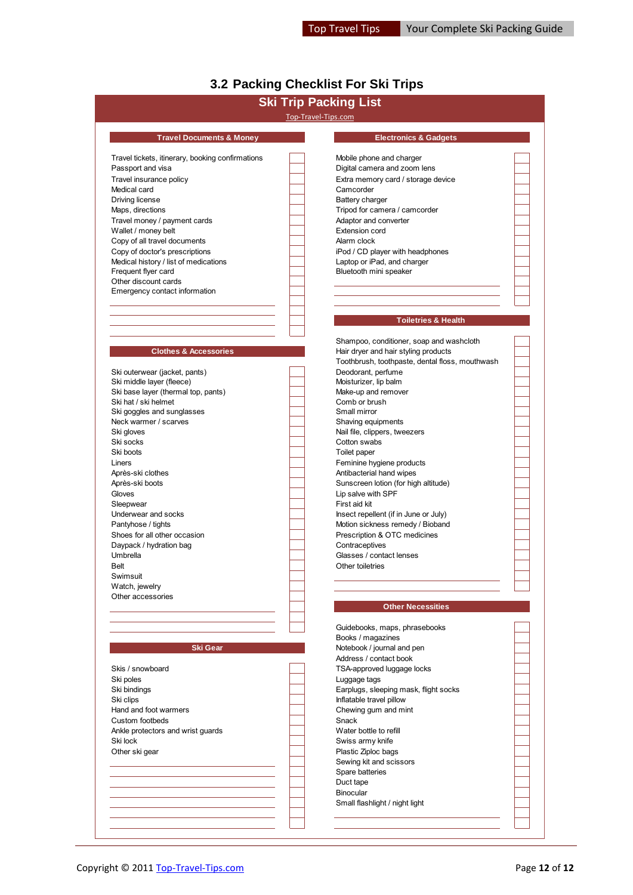## 3.2 Packing Checklist For Ski Trips

### Ski Trip Packing List

Top-Travel-Tips.com

#### Travel Documents & Money

- Travel tickets, itinerary, booking confirmations
- Passport and visa
- Travel insurance policy
- Medical card
- Driving license
- Maps, directions
- Travel money / payment cards
- Wallet / money belt
- Copy of all travel documents
- Copy of doctor's prescriptions
- Medical history / list of medications
- Frequent flyer card
- Other discount cards
- Emergency contact information

#### Clothes & Accessories

- Ski outerwear (jacket, pants)
- Ski middle layer (fleece)
- Ski base layer (thermal top, pants)
- Ski hat / ski helmet
- Ski goggles and sunglasses
- Neck warmer / scarves
- Ski gloves
- Ski socks
- Ski boots
- Liners
- Après-ski clothes
- Après-ski boots
- Gloves
- Sleepwear
- Underwear and socks
- Pantyhose / tights
- Shoes for all other occasion
- Daypack / hydration bag
- Umbrella
- Belt
- Swimsuit
- Watch, jewelry
- Other accessories

#### Ski Gear

- Skis / snowboard
- Ski poles
- Ski bindings
- Ski clips
- Hand and foot warmers
- Custom footbeds
- Ankle protectors and wrist guards
- Ski lock
- Other ski gear

#### Electronics & Gadgets

- Mobile phone and charger
- Digital camera and zoom lens
- Extra memory card / storage device
- Camcorder
- Battery charger
- Tripod for camera / camcorder
- Adaptor and converter
- Extension cord
- Alarm clock
- iPod / CD player with headphones
- Laptop or iPad, and charger
- Bluetooth mini speaker

#### Toiletries & Health

- Shampoo, conditioner, soap and washcloth
- Hair dryer and hair styling products
- Toothbrush, toothpaste, dental floss, mouthwash
- Deodorant, perfume
- Moisturizer, lip balm
- Make-up and remover
- Comb or brush
- Small mirror
- Shaving equipments
- Nail file, clippers, tweezers
- Cotton swabs
- Toilet paper
- Feminine hygiene products
- Antibacterial hand wipes
- Sunscreen lotion (for high altitude)
- Lip salve with SPF
- First aid kit
- Insect repellent (if in June or July)
- Motion sickness remedy / Bioband
- Prescription & OTC medicines
- Contraceptives
- Glasses / contact lenses
- Other toiletries

#### Other Necessities

- Guidebooks, maps, phrasebooks
- Books / magazines
- Notebook / journal and pen
- Address / contact book
- TSA-approved luggage locks
- Luggage tags
- Earplugs, sleeping mask, flight socks
- Inflatable travel pillow
- Chewing gum and mint
- Snack
- Water bottle to refill
- Swiss army knife
- Plastic Ziploc bags
- Sewing kit and scissors
- Spare batteries
- Duct tape
- Binocular
- Small flashlight / night light

Copyright © 2011 Top-Travel-Tips.com